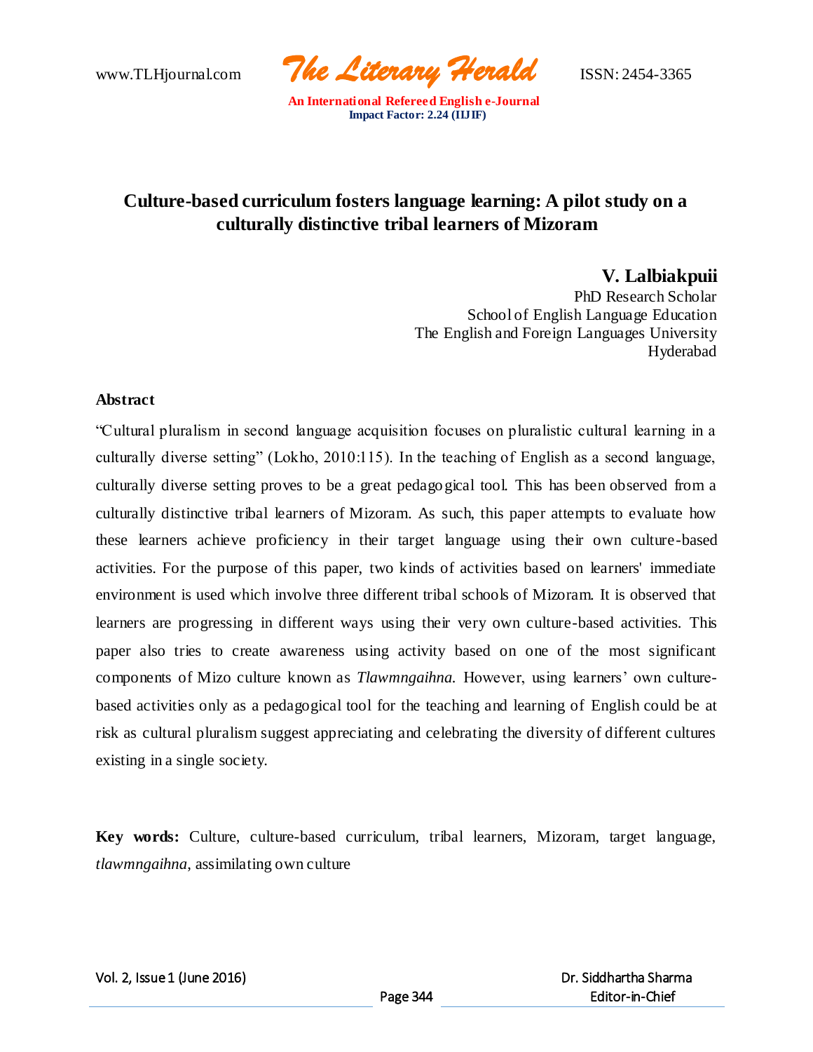# Culture-based curriculum fosters language learning: A pilot study on a culturally distinctive tribal learners of Mizoram

**V. Lalbiakpuii**
PhD Research Scholar
School of English Language Education
The English and Foreign Languages University
Hyderabad

## Abstract

"Cultural pluralism in second language acquisition focuses on pluralistic cultural learning in a culturally diverse setting" (Lokho, 2010:115). In the teaching of English as a second language, culturally diverse setting proves to be a great pedagogical tool. This has been observed from a culturally distinctive tribal learners of Mizoram. As such, this paper attempts to evaluate how these learners achieve proficiency in their target language using their own culture-based activities. For the purpose of this paper, two kinds of activities based on learners' immediate environment is used which involve three different tribal schools of Mizoram. It is observed that learners are progressing in different ways using their very own culture-based activities. This paper also tries to create awareness using activity based on one of the most significant components of Mizo culture known as *Tlawmngaihna.* However, using learners' own culture-based activities only as a pedagogical tool for the teaching and learning of English could be at risk as cultural pluralism suggest appreciating and celebrating the diversity of different cultures existing in a single society.

**Key words:** Culture, culture-based curriculum, tribal learners, Mizoram, target language, *tlawmngaihna*, assimilating own culture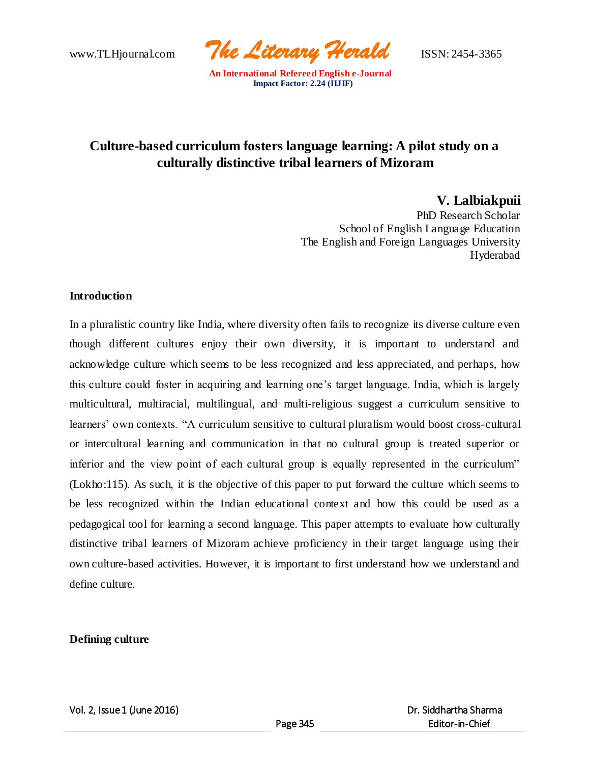# Culture-based curriculum fosters language learning: A pilot study on a culturally distinctive tribal learners of Mizoram

**V. Lalbiakpuii**
PhD Research Scholar
School of English Language Education
The English and Foreign Languages University
Hyderabad

## Introduction

In a pluralistic country like India, where diversity often fails to recognize its diverse culture even though different cultures enjoy their own diversity, it is important to understand and acknowledge culture which seems to be less recognized and less appreciated, and perhaps, how this culture could foster in acquiring and learning one's target language. India, which is largely multicultural, multiracial, multilingual, and multi-religious suggest a curriculum sensitive to learners' own contexts. "A curriculum sensitive to cultural pluralism would boost cross-cultural or intercultural learning and communication in that no cultural group is treated superior or inferior and the view point of each cultural group is equally represented in the curriculum" (Lokho:115). As such, it is the objective of this paper to put forward the culture which seems to be less recognized within the Indian educational context and how this could be used as a pedagogical tool for learning a second language. This paper attempts to evaluate how culturally distinctive tribal learners of Mizoram achieve proficiency in their target language using their own culture-based activities. However, it is important to first understand how we understand and define culture.

## Defining culture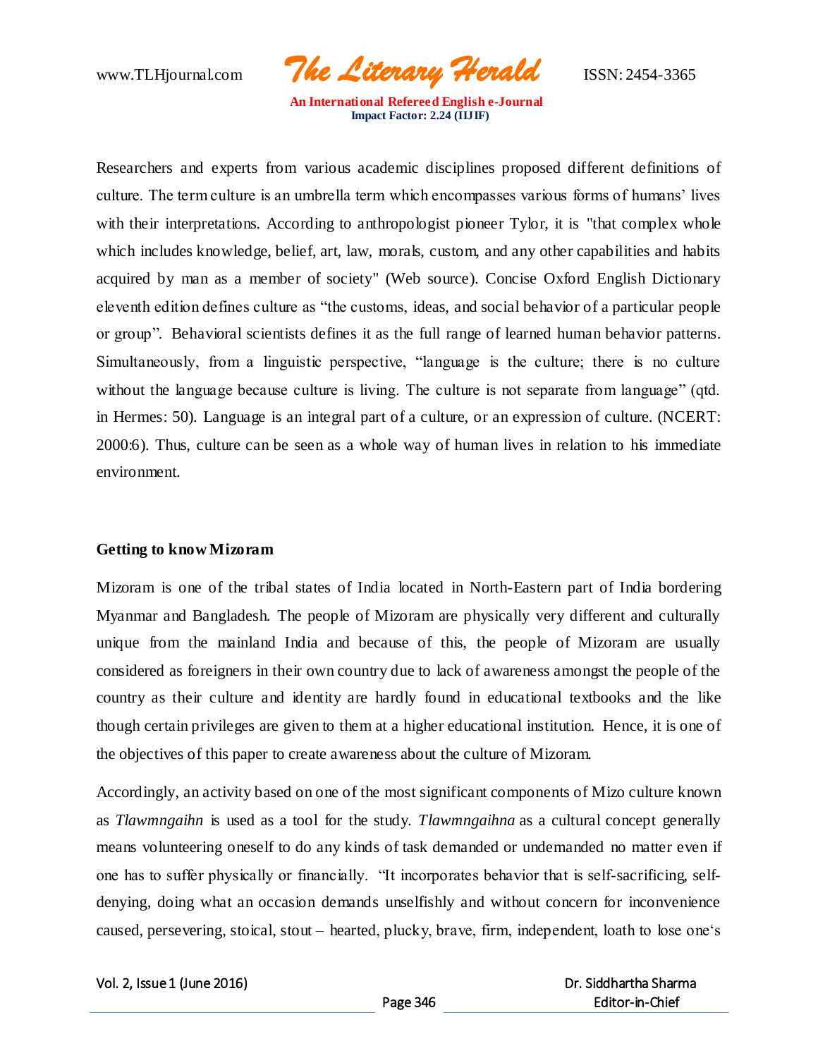Researchers and experts from various academic disciplines proposed different definitions of culture. The term culture is an umbrella term which encompasses various forms of humans' lives with their interpretations. According to anthropologist pioneer Tylor, it is "that complex whole which includes knowledge, belief, art, law, morals, custom, and any other capabilities and habits acquired by man as a member of society" (Web source). Concise Oxford English Dictionary eleventh edition defines culture as "the customs, ideas, and social behavior of a particular people or group". Behavioral scientists defines it as the full range of learned human behavior patterns. Simultaneously, from a linguistic perspective, "language is the culture; there is no culture without the language because culture is living. The culture is not separate from language" (qtd. in Hermes: 50). Language is an integral part of a culture, or an expression of culture. (NCERT: 2000:6). Thus, culture can be seen as a whole way of human lives in relation to his immediate environment.

**Getting to know Mizoram**

Mizoram is one of the tribal states of India located in North-Eastern part of India bordering Myanmar and Bangladesh. The people of Mizoram are physically very different and culturally unique from the mainland India and because of this, the people of Mizoram are usually considered as foreigners in their own country due to lack of awareness amongst the people of the country as their culture and identity are hardly found in educational textbooks and the like though certain privileges are given to them at a higher educational institution. Hence, it is one of the objectives of this paper to create awareness about the culture of Mizoram.

Accordingly, an activity based on one of the most significant components of Mizo culture known as *Tlawmngaihn* is used as a tool for the study. *Tlawmngaihna* as a cultural concept generally means volunteering oneself to do any kinds of task demanded or undemanded no matter even if one has to suffer physically or financially. "It incorporates behavior that is self-sacrificing, self-denying, doing what an occasion demands unselfishly and without concern for inconvenience caused, persevering, stoical, stout – hearted, plucky, brave, firm, independent, loath to lose one's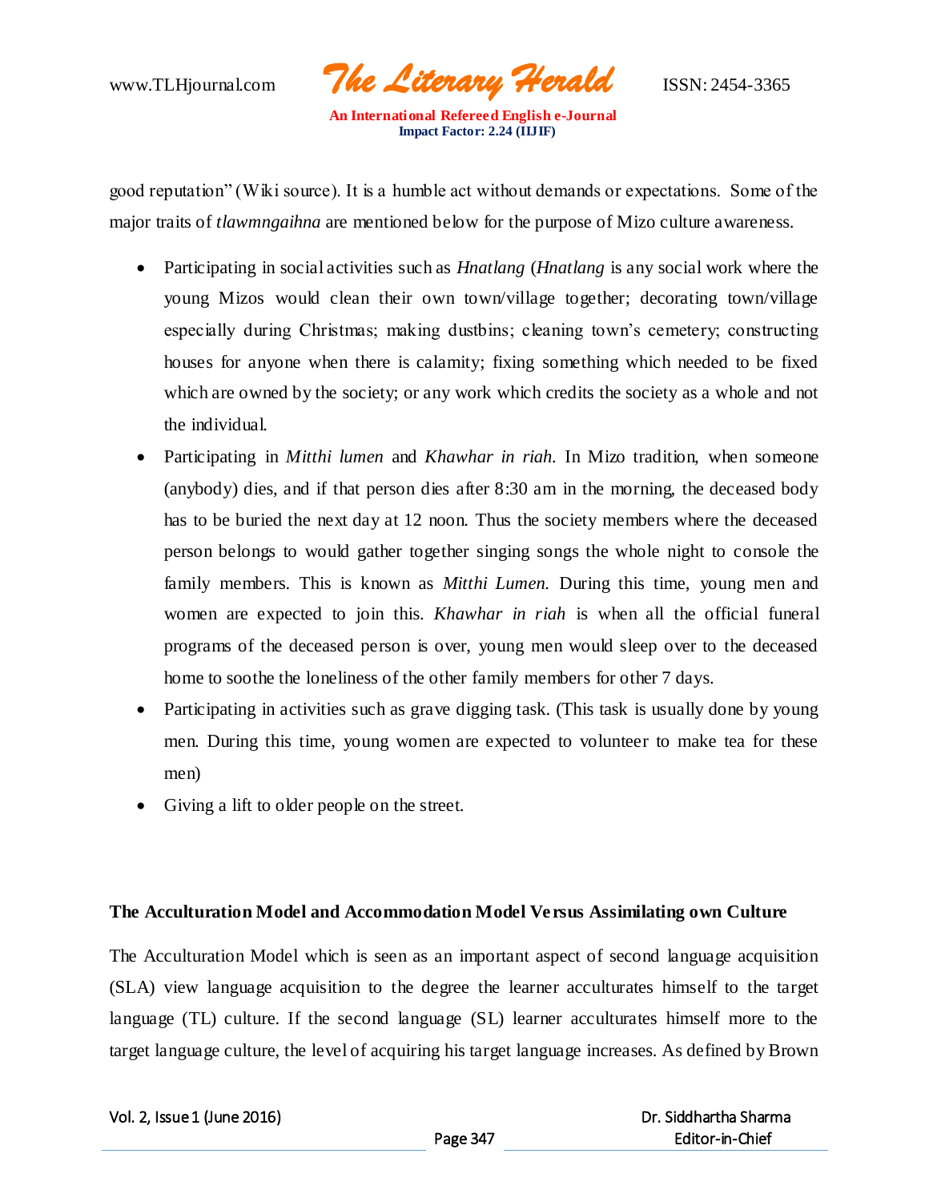good reputation" (Wiki source). It is a humble act without demands or expectations. Some of the major traits of *tlawmngaihna* are mentioned below for the purpose of Mizo culture awareness.

- Participating in social activities such as *Hnatlang* (*Hnatlang* is any social work where the young Mizos would clean their own town/village together; decorating town/village especially during Christmas; making dustbins; cleaning town's cemetery; constructing houses for anyone when there is calamity; fixing something which needed to be fixed which are owned by the society; or any work which credits the society as a whole and not the individual.
- Participating in *Mitthi lumen* and *Khawhar in riah.* In Mizo tradition, when someone (anybody) dies, and if that person dies after 8:30 am in the morning, the deceased body has to be buried the next day at 12 noon. Thus the society members where the deceased person belongs to would gather together singing songs the whole night to console the family members. This is known as *Mitthi Lumen.* During this time, young men and women are expected to join this. *Khawhar in riah* is when all the official funeral programs of the deceased person is over, young men would sleep over to the deceased home to soothe the loneliness of the other family members for other 7 days.
- Participating in activities such as grave digging task. (This task is usually done by young men. During this time, young women are expected to volunteer to make tea for these men)
- Giving a lift to older people on the street.

**The Acculturation Model and Accommodation Model Versus Assimilating own Culture**

The Acculturation Model which is seen as an important aspect of second language acquisition (SLA) view language acquisition to the degree the learner acculturates himself to the target language (TL) culture. If the second language (SL) learner acculturates himself more to the target language culture, the level of acquiring his target language increases. As defined by Brown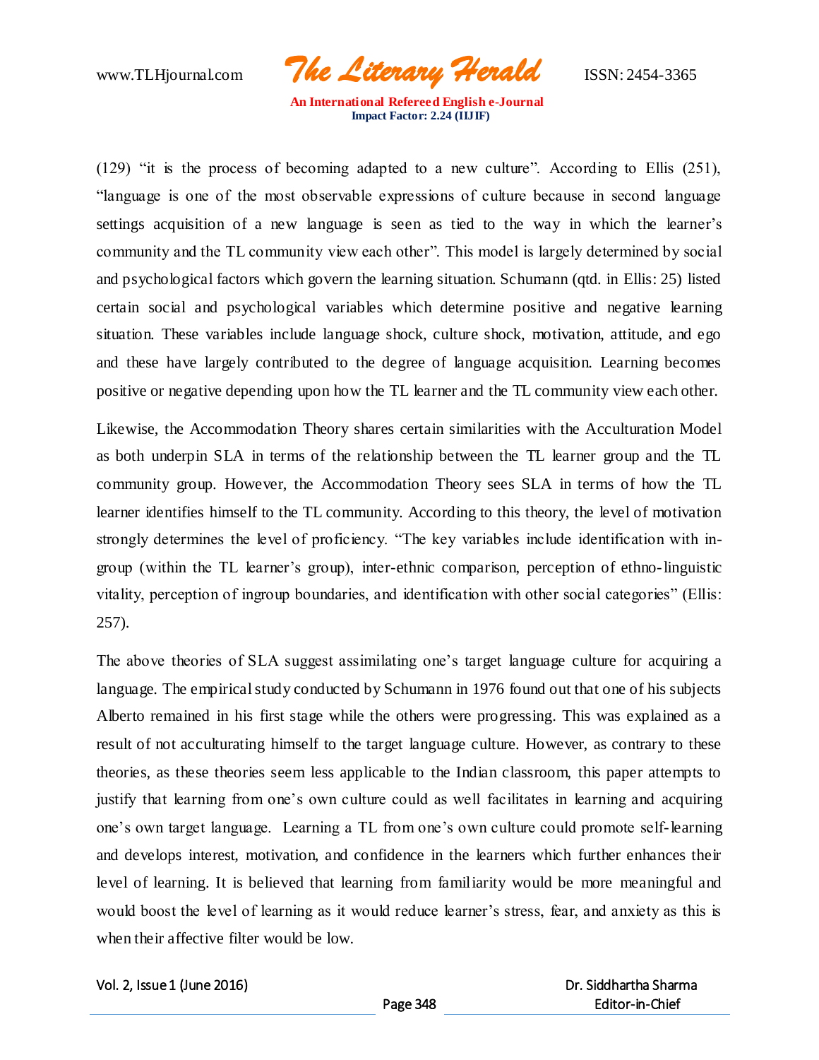(129) "it is the process of becoming adapted to a new culture". According to Ellis (251), "language is one of the most observable expressions of culture because in second language settings acquisition of a new language is seen as tied to the way in which the learner's community and the TL community view each other". This model is largely determined by social and psychological factors which govern the learning situation. Schumann (qtd. in Ellis: 25) listed certain social and psychological variables which determine positive and negative learning situation. These variables include language shock, culture shock, motivation, attitude, and ego and these have largely contributed to the degree of language acquisition. Learning becomes positive or negative depending upon how the TL learner and the TL community view each other.

Likewise, the Accommodation Theory shares certain similarities with the Acculturation Model as both underpin SLA in terms of the relationship between the TL learner group and the TL community group. However, the Accommodation Theory sees SLA in terms of how the TL learner identifies himself to the TL community. According to this theory, the level of motivation strongly determines the level of proficiency. "The key variables include identification with in-group (within the TL learner's group), inter-ethnic comparison, perception of ethno-linguistic vitality, perception of ingroup boundaries, and identification with other social categories" (Ellis: 257).

The above theories of SLA suggest assimilating one's target language culture for acquiring a language. The empirical study conducted by Schumann in 1976 found out that one of his subjects Alberto remained in his first stage while the others were progressing. This was explained as a result of not acculturating himself to the target language culture. However, as contrary to these theories, as these theories seem less applicable to the Indian classroom, this paper attempts to justify that learning from one's own culture could as well facilitates in learning and acquiring one's own target language. Learning a TL from one's own culture could promote self-learning and develops interest, motivation, and confidence in the learners which further enhances their level of learning. It is believed that learning from familiarity would be more meaningful and would boost the level of learning as it would reduce learner's stress, fear, and anxiety as this is when their affective filter would be low.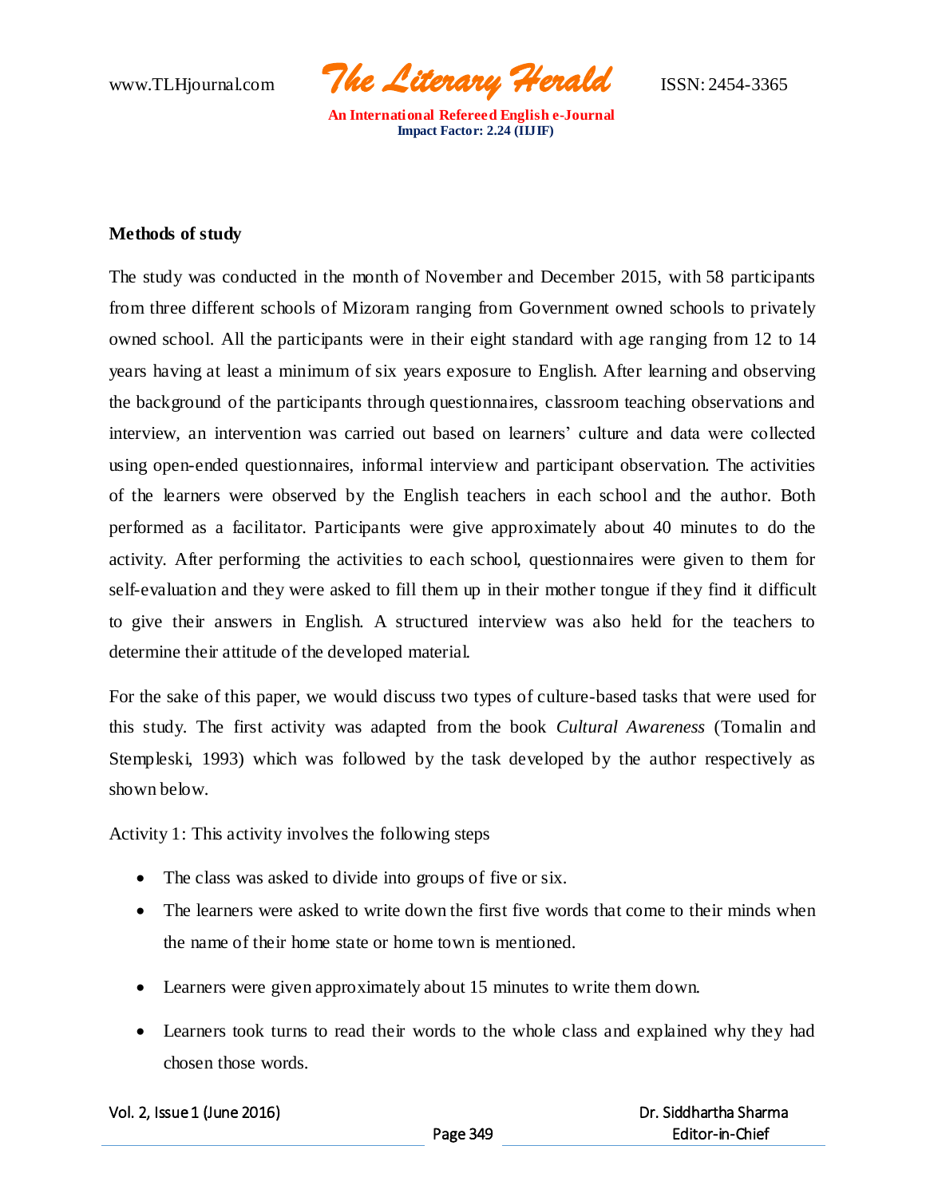**Methods of study**

The study was conducted in the month of November and December 2015, with 58 participants from three different schools of Mizoram ranging from Government owned schools to privately owned school. All the participants were in their eight standard with age ranging from 12 to 14 years having at least a minimum of six years exposure to English. After learning and observing the background of the participants through questionnaires, classroom teaching observations and interview, an intervention was carried out based on learners' culture and data were collected using open-ended questionnaires, informal interview and participant observation. The activities of the learners were observed by the English teachers in each school and the author. Both performed as a facilitator. Participants were give approximately about 40 minutes to do the activity. After performing the activities to each school, questionnaires were given to them for self-evaluation and they were asked to fill them up in their mother tongue if they find it difficult to give their answers in English. A structured interview was also held for the teachers to determine their attitude of the developed material.

For the sake of this paper, we would discuss two types of culture-based tasks that were used for this study. The first activity was adapted from the book *Cultural Awareness* (Tomalin and Stempleski, 1993) which was followed by the task developed by the author respectively as shown below.

Activity 1: This activity involves the following steps

- The class was asked to divide into groups of five or six.
- The learners were asked to write down the first five words that come to their minds when the name of their home state or home town is mentioned.
- Learners were given approximately about 15 minutes to write them down.
- Learners took turns to read their words to the whole class and explained why they had chosen those words.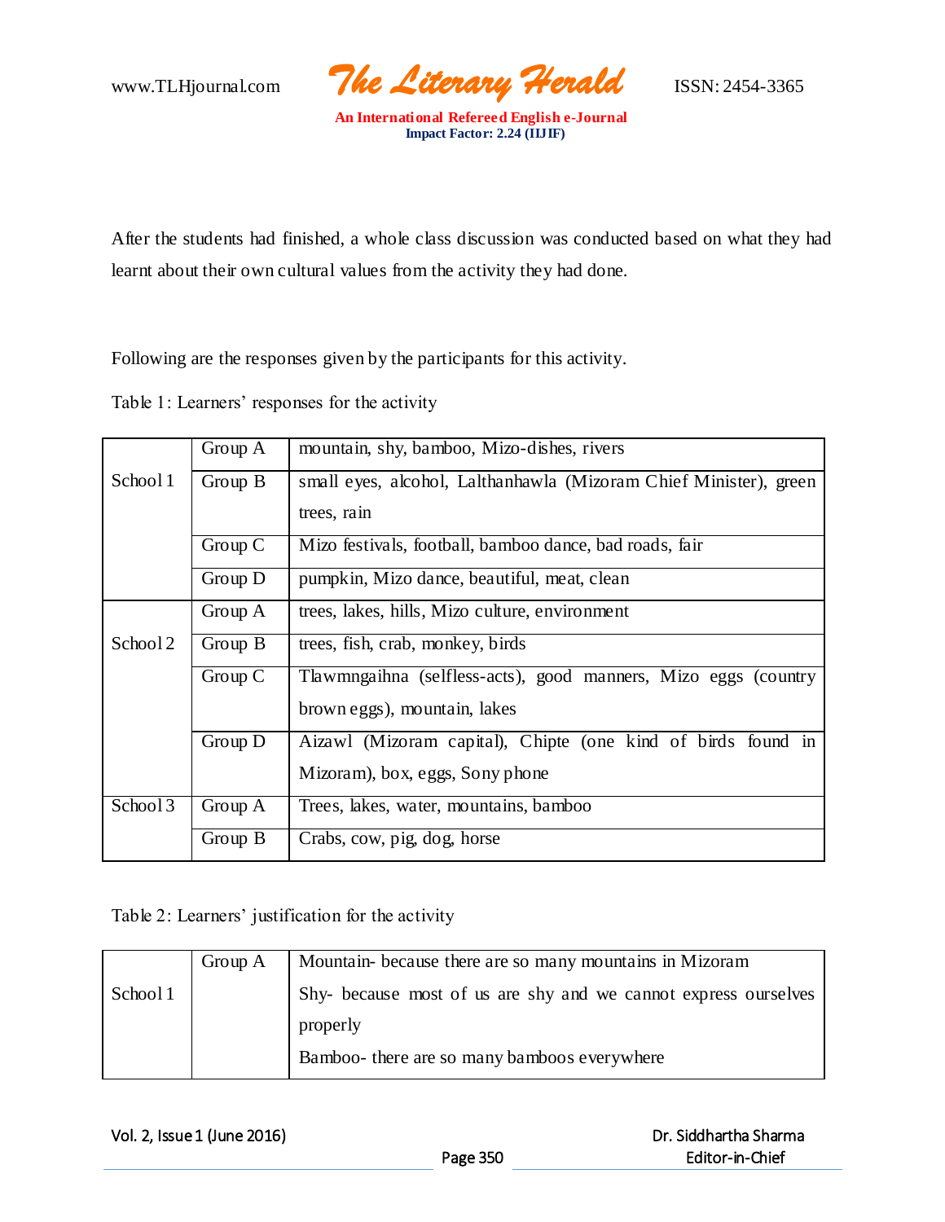After the students had finished, a whole class discussion was conducted based on what they had learnt about their own cultural values from the activity they had done.

Following are the responses given by the participants for this activity.

Table 1: Learners' responses for the activity

| | | |
|---|---|---|
| School 1 | Group A | mountain, shy, bamboo, Mizo-dishes, rivers |
| | Group B | small eyes, alcohol, Lalthanhawla (Mizoram Chief Minister), green trees, rain |
| | Group C | Mizo festivals, football, bamboo dance, bad roads, fair |
| | Group D | pumpkin, Mizo dance, beautiful, meat, clean |
| School 2 | Group A | trees, lakes, hills, Mizo culture, environment |
| | Group B | trees, fish, crab, monkey, birds |
| | Group C | Tlawmngaihna (selfless-acts), good manners, Mizo eggs (country brown eggs), mountain, lakes |
| | Group D | Aizawl (Mizoram capital), Chipte (one kind of birds found in Mizoram), box, eggs, Sony phone |
| School 3 | Group A | Trees, lakes, water, mountains, bamboo |
| | Group B | Crabs, cow, pig, dog, horse |

Table 2: Learners' justification for the activity

| | | |
|---|---|---|
| School 1 | Group A | Mountain- because there are so many mountains in Mizoram<br>Shy- because most of us are shy and we cannot express ourselves properly<br>Bamboo- there are so many bamboos everywhere |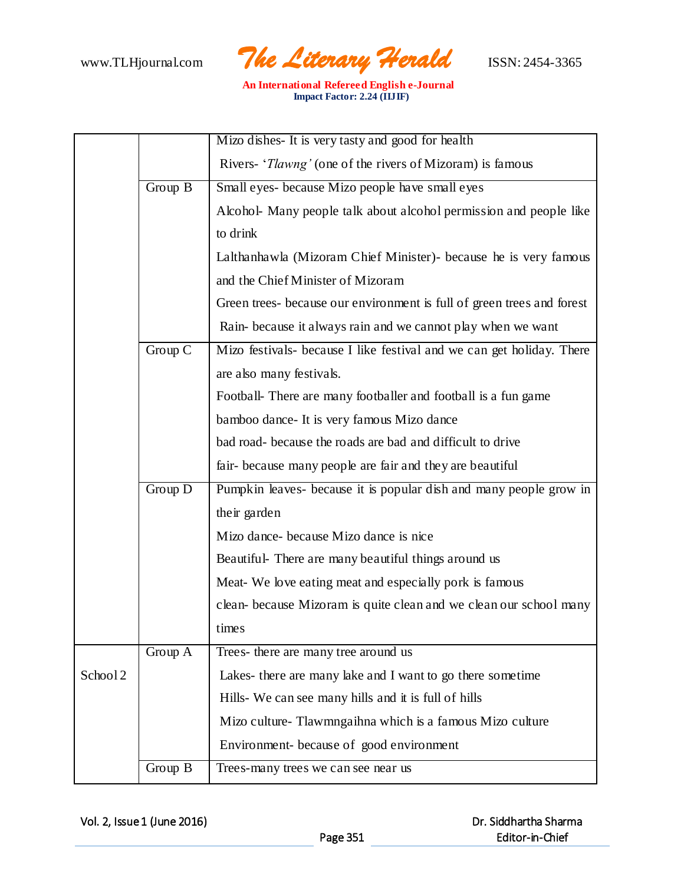|  |  |  |
|---|---|---|
|  |  | Mizo dishes- It is very tasty and good for health<br>Rivers- '*Tlawng'* (one of the rivers of Mizoram) is famous |
|  | Group B | Small eyes- because Mizo people have small eyes<br>Alcohol- Many people talk about alcohol permission and people like to drink<br>Lalthanhawla (Mizoram Chief Minister)- because he is very famous and the Chief Minister of Mizoram<br>Green trees- because our environment is full of green trees and forest<br>Rain- because it always rain and we cannot play when we want |
|  | Group C | Mizo festivals- because I like festival and we can get holiday. There are also many festivals.<br>Football- There are many footballer and football is a fun game<br>bamboo dance- It is very famous Mizo dance<br>bad road- because the roads are bad and difficult to drive<br>fair- because many people are fair and they are beautiful |
|  | Group D | Pumpkin leaves- because it is popular dish and many people grow in their garden<br>Mizo dance- because Mizo dance is nice<br>Beautiful- There are many beautiful things around us<br>Meat- We love eating meat and especially pork is famous<br>clean- because Mizoram is quite clean and we clean our school many times |
| School 2 | Group A | Trees- there are many tree around us<br>Lakes- there are many lake and I want to go there sometime<br>Hills- We can see many hills and it is full of hills<br>Mizo culture- Tlawmngaihna which is a famous Mizo culture<br>Environment- because of good environment |
|  | Group B | Trees-many trees we can see near us |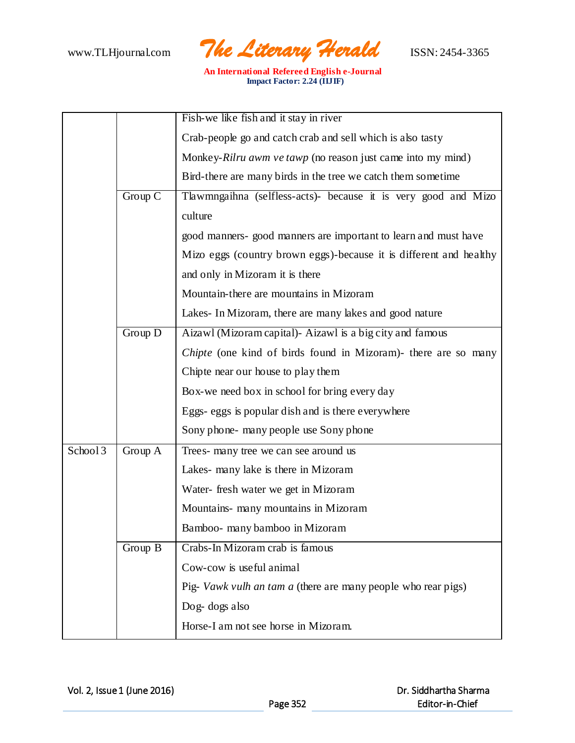| | | |
|---|---|---|
| | | Fish-we like fish and it stay in river<br>Crab-people go and catch crab and sell which is also tasty<br>Monkey-*Rilru awm ve tawp* (no reason just came into my mind)<br>Bird-there are many birds in the tree we catch them sometime |
| | Group C | Tlawmngaihna (selfless-acts)- because it is very good and Mizo culture<br>good manners- good manners are important to learn and must have<br>Mizo eggs (country brown eggs)-because it is different and healthy and only in Mizoram it is there<br>Mountain-there are mountains in Mizoram<br>Lakes- In Mizoram, there are many lakes and good nature |
| | Group D | Aizawl (Mizoram capital)- Aizawl is a big city and famous<br>*Chipte* (one kind of birds found in Mizoram)- there are so many Chipte near our house to play them<br>Box-we need box in school for bring every day<br>Eggs- eggs is popular dish and is there everywhere<br>Sony phone- many people use Sony phone |
| School 3 | Group A | Trees- many tree we can see around us<br>Lakes- many lake is there in Mizoram<br>Water- fresh water we get in Mizoram<br>Mountains- many mountains in Mizoram<br>Bamboo- many bamboo in Mizoram |
| | Group B | Crabs-In Mizoram crab is famous<br>Cow-cow is useful animal<br>Pig- *Vawk vulh an tam a* (there are many people who rear pigs)<br>Dog- dogs also<br>Horse-I am not see horse in Mizoram. |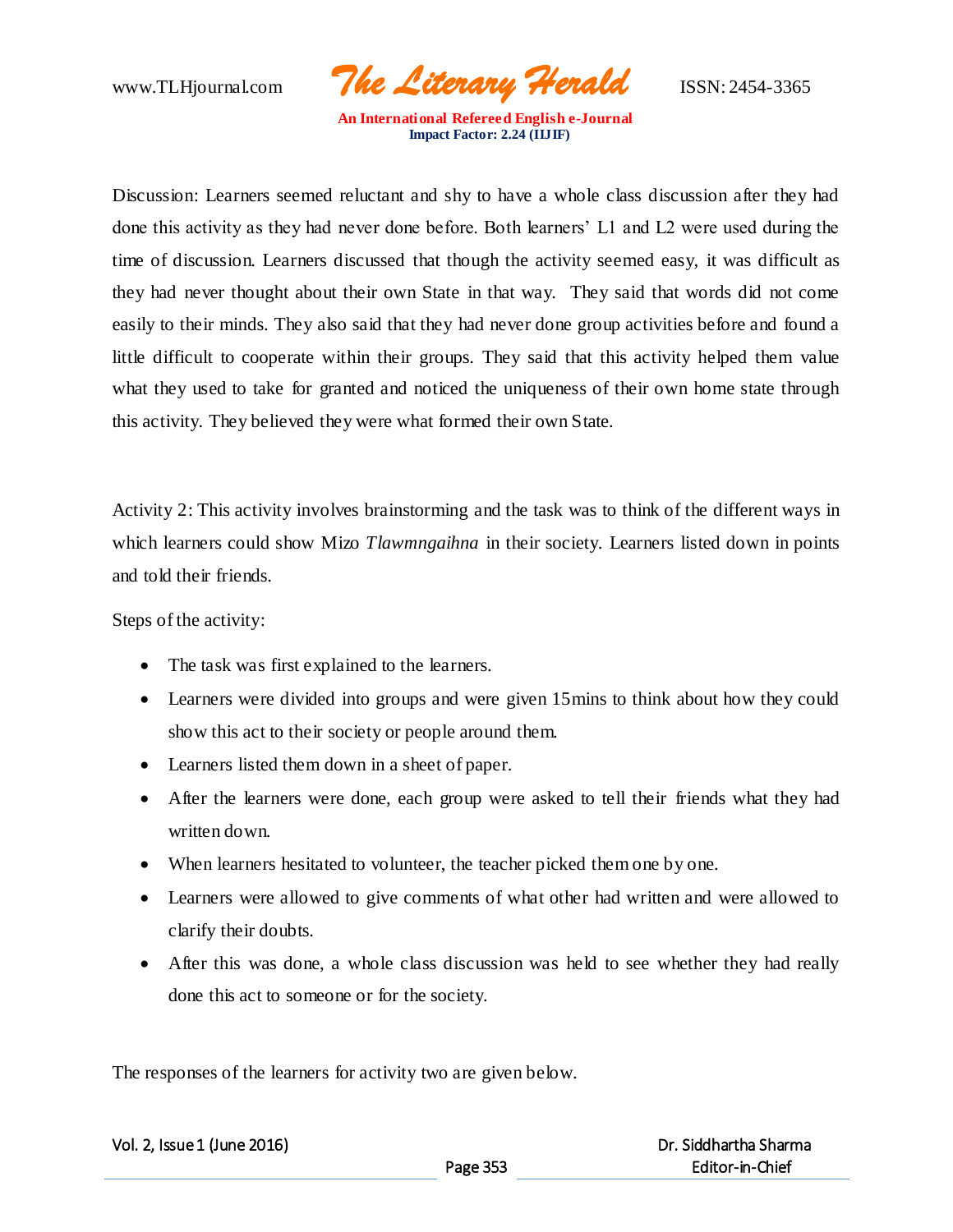Discussion: Learners seemed reluctant and shy to have a whole class discussion after they had done this activity as they had never done before. Both learners' L1 and L2 were used during the time of discussion. Learners discussed that though the activity seemed easy, it was difficult as they had never thought about their own State in that way. They said that words did not come easily to their minds. They also said that they had never done group activities before and found a little difficult to cooperate within their groups. They said that this activity helped them value what they used to take for granted and noticed the uniqueness of their own home state through this activity. They believed they were what formed their own State.

Activity 2: This activity involves brainstorming and the task was to think of the different ways in which learners could show Mizo *Tlawmngaihna* in their society. Learners listed down in points and told their friends.

Steps of the activity:

- The task was first explained to the learners.
- Learners were divided into groups and were given 15mins to think about how they could show this act to their society or people around them.
- Learners listed them down in a sheet of paper.
- After the learners were done, each group were asked to tell their friends what they had written down.
- When learners hesitated to volunteer, the teacher picked them one by one.
- Learners were allowed to give comments of what other had written and were allowed to clarify their doubts.
- After this was done, a whole class discussion was held to see whether they had really done this act to someone or for the society.

The responses of the learners for activity two are given below.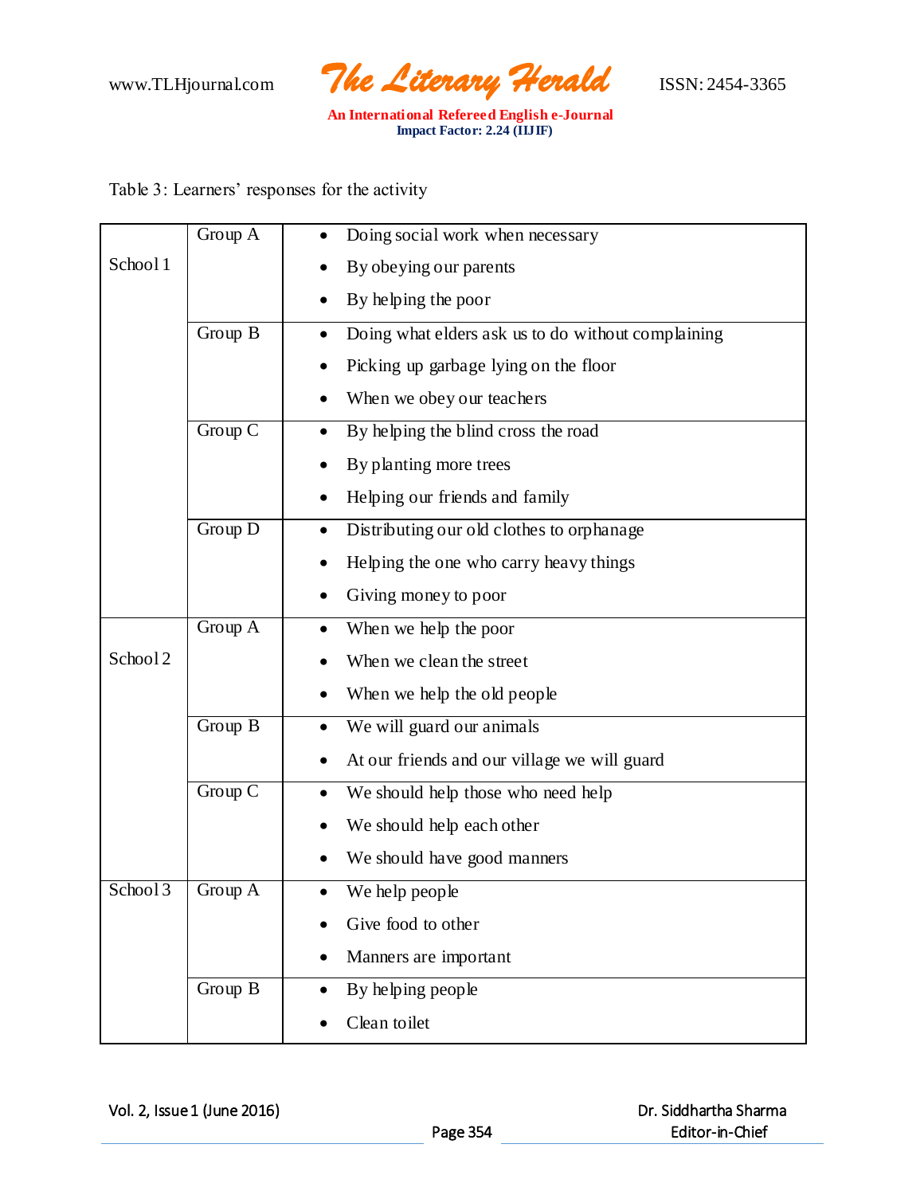Table 3: Learners' responses for the activity

| | | |
|---|---|---|
| School 1 | Group A | • Doing social work when necessary<br>• By obeying our parents<br>• By helping the poor |
| | Group B | • Doing what elders ask us to do without complaining<br>• Picking up garbage lying on the floor<br>• When we obey our teachers |
| | Group C | • By helping the blind cross the road<br>• By planting more trees<br>• Helping our friends and family |
| | Group D | • Distributing our old clothes to orphanage<br>• Helping the one who carry heavy things<br>• Giving money to poor |
| School 2 | Group A | • When we help the poor<br>• When we clean the street<br>• When we help the old people |
| | Group B | • We will guard our animals<br>• At our friends and our village we will guard |
| | Group C | • We should help those who need help<br>• We should help each other<br>• We should have good manners |
| School 3 | Group A | • We help people<br>• Give food to other<br>• Manners are important |
| | Group B | • By helping people<br>• Clean toilet |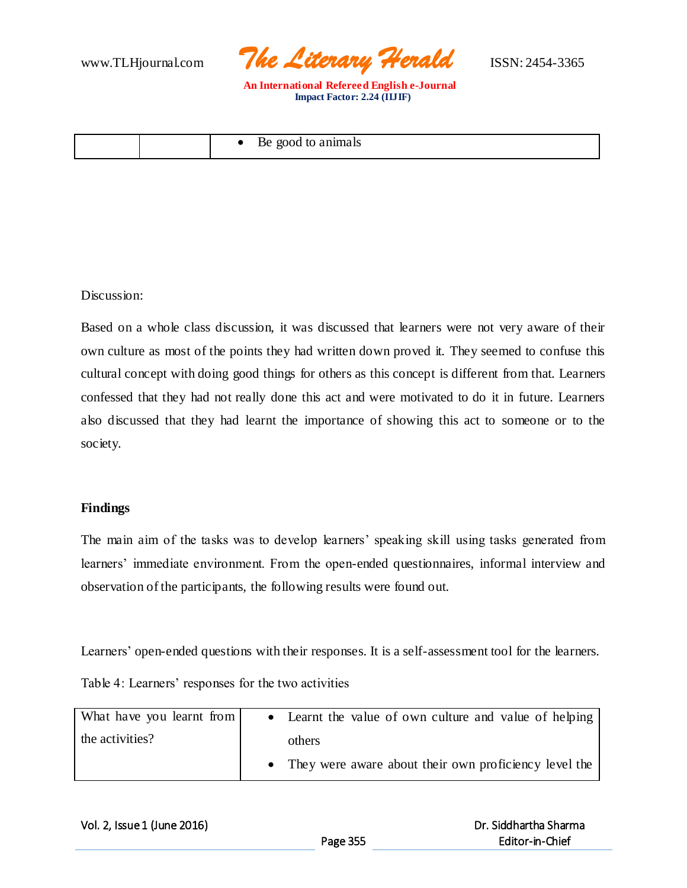| | | • Be good to animals |
|---|---|---|

Discussion:

Based on a whole class discussion, it was discussed that learners were not very aware of their own culture as most of the points they had written down proved it. They seemed to confuse this cultural concept with doing good things for others as this concept is different from that. Learners confessed that they had not really done this act and were motivated to do it in future. Learners also discussed that they had learnt the importance of showing this act to someone or to the society.

**Findings**

The main aim of the tasks was to develop learners' speaking skill using tasks generated from learners' immediate environment. From the open-ended questionnaires, informal interview and observation of the participants, the following results were found out.

Learners' open-ended questions with their responses. It is a self-assessment tool for the learners.

Table 4: Learners' responses for the two activities

| What have you learnt from the activities? | • Learnt the value of own culture and value of helping others<br>• They were aware about their own proficiency level the |
|---|---|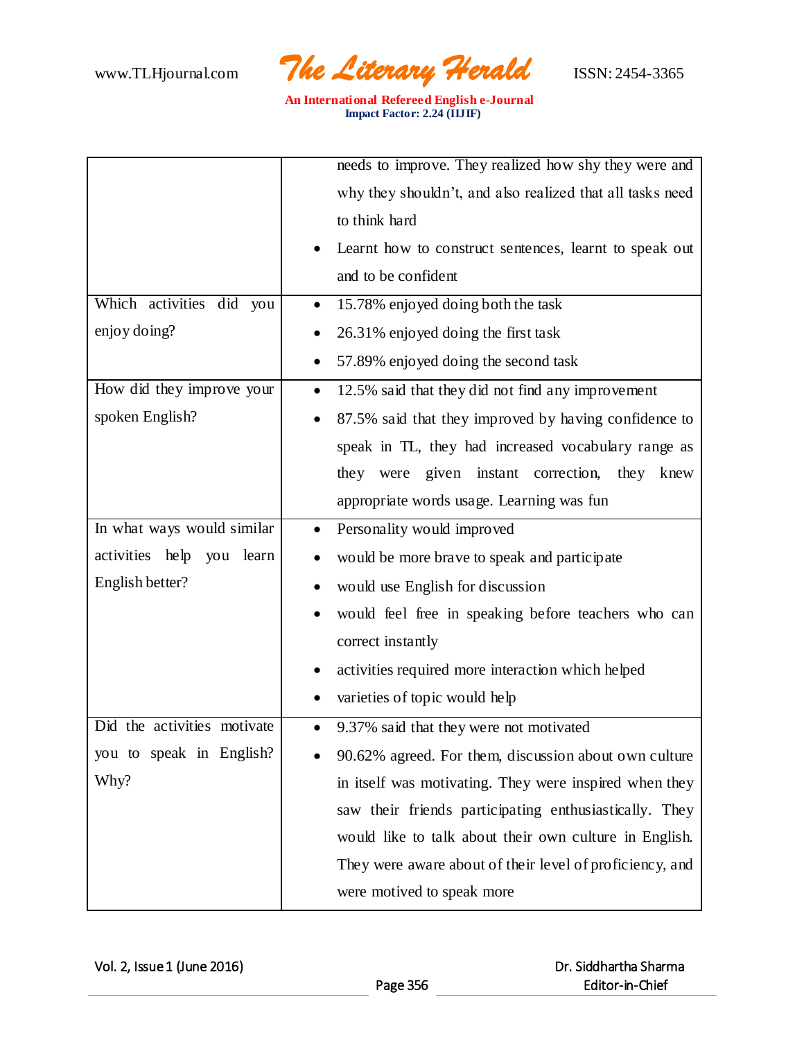| | |
|---|---|
| | needs to improve. They realized how shy they were and why they shouldn't, and also realized that all tasks need to think hard <br> • Learnt how to construct sentences, learnt to speak out and to be confident |
| Which activities did you enjoy doing? | • 15.78% enjoyed doing both the task <br> • 26.31% enjoyed doing the first task <br> • 57.89% enjoyed doing the second task |
| How did they improve your spoken English? | • 12.5% said that they did not find any improvement <br> • 87.5% said that they improved by having confidence to speak in TL, they had increased vocabulary range as they were given instant correction, they knew appropriate words usage. Learning was fun |
| In what ways would similar activities help you learn English better? | • Personality would improved <br> • would be more brave to speak and participate <br> • would use English for discussion <br> • would feel free in speaking before teachers who can correct instantly <br> • activities required more interaction which helped <br> • varieties of topic would help |
| Did the activities motivate you to speak in English? Why? | • 9.37% said that they were not motivated <br> • 90.62% agreed. For them, discussion about own culture in itself was motivating. They were inspired when they saw their friends participating enthusiastically. They would like to talk about their own culture in English. They were aware about of their level of proficiency, and were motived to speak more |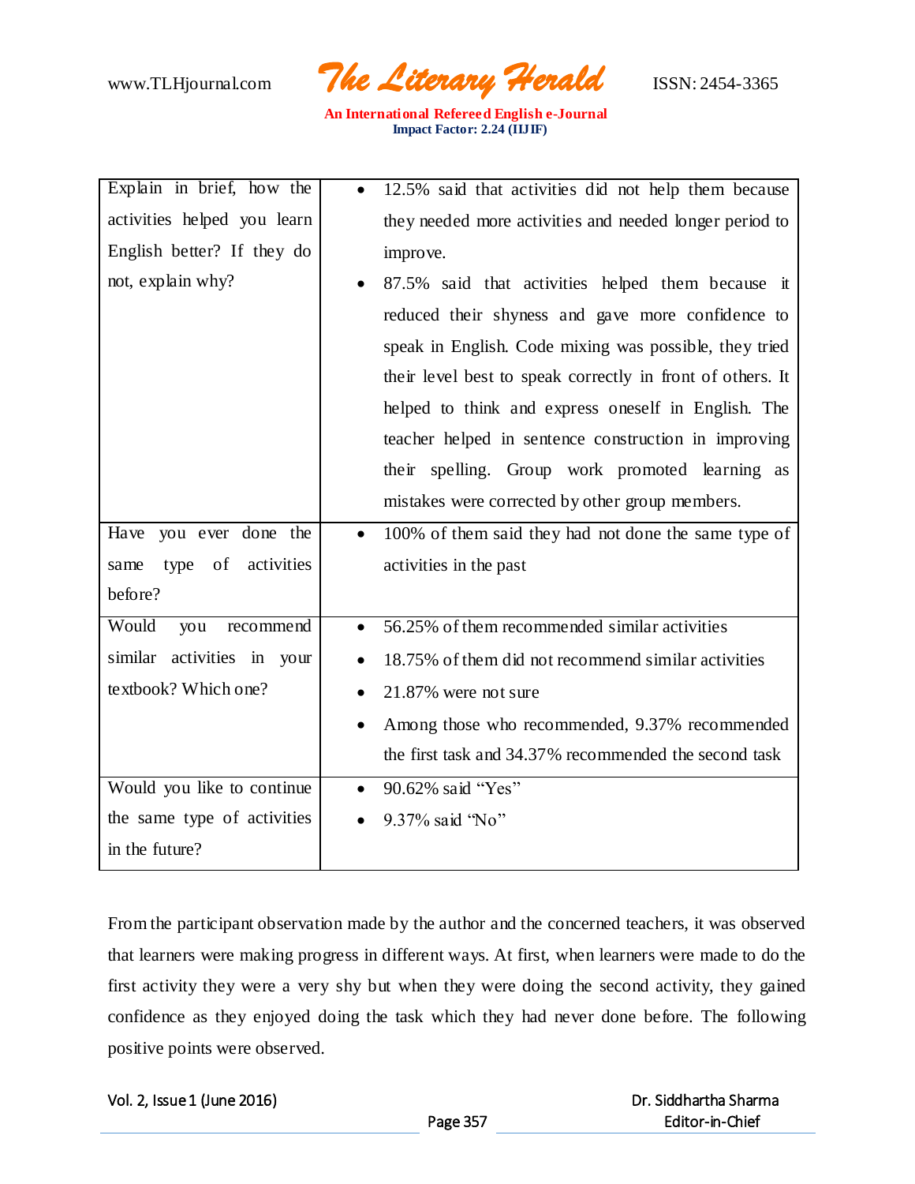| | |
|---|---|
| Explain in brief, how the activities helped you learn English better? If they do not, explain why? | • 12.5% said that activities did not help them because they needed more activities and needed longer period to improve.<br>• 87.5% said that activities helped them because it reduced their shyness and gave more confidence to speak in English. Code mixing was possible, they tried their level best to speak correctly in front of others. It helped to think and express oneself in English. The teacher helped in sentence construction in improving their spelling. Group work promoted learning as mistakes were corrected by other group members. |
| Have you ever done the same type of activities before? | • 100% of them said they had not done the same type of activities in the past |
| Would you recommend similar activities in your textbook? Which one? | • 56.25% of them recommended similar activities<br>• 18.75% of them did not recommend similar activities<br>• 21.87% were not sure<br>• Among those who recommended, 9.37% recommended the first task and 34.37% recommended the second task |
| Would you like to continue the same type of activities in the future? | • 90.62% said "Yes"<br>• 9.37% said "No" |

From the participant observation made by the author and the concerned teachers, it was observed that learners were making progress in different ways. At first, when learners were made to do the first activity they were a very shy but when they were doing the second activity, they gained confidence as they enjoyed doing the task which they had never done before. The following positive points were observed.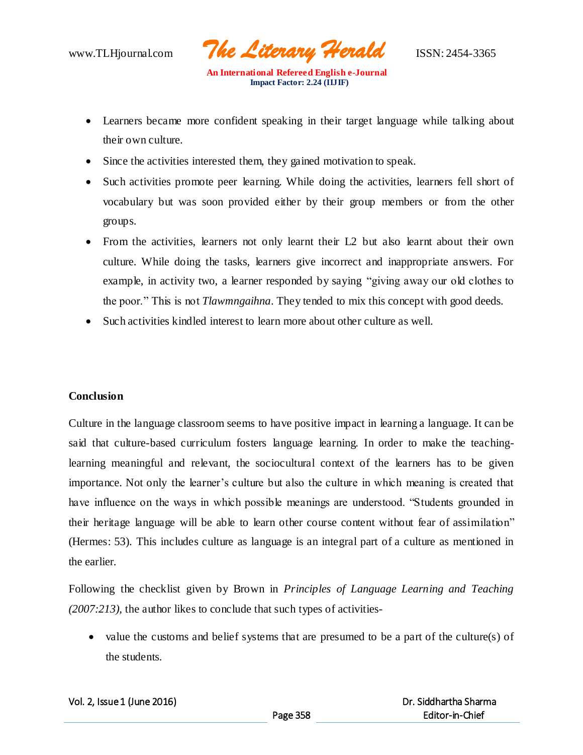- Learners became more confident speaking in their target language while talking about their own culture.
- Since the activities interested them, they gained motivation to speak.
- Such activities promote peer learning. While doing the activities, learners fell short of vocabulary but was soon provided either by their group members or from the other groups.
- From the activities, learners not only learnt their L2 but also learnt about their own culture. While doing the tasks, learners give incorrect and inappropriate answers. For example, in activity two, a learner responded by saying "giving away our old clothes to the poor." This is not *Tlawmngaihna*. They tended to mix this concept with good deeds.
- Such activities kindled interest to learn more about other culture as well.

**Conclusion**

Culture in the language classroom seems to have positive impact in learning a language. It can be said that culture-based curriculum fosters language learning. In order to make the teaching-learning meaningful and relevant, the sociocultural context of the learners has to be given importance. Not only the learner's culture but also the culture in which meaning is created that have influence on the ways in which possible meanings are understood. "Students grounded in their heritage language will be able to learn other course content without fear of assimilation" (Hermes: 53). This includes culture as language is an integral part of a culture as mentioned in the earlier.

Following the checklist given by Brown in *Principles of Language Learning and Teaching (2007:213)*, the author likes to conclude that such types of activities-

- value the customs and belief systems that are presumed to be a part of the culture(s) of the students.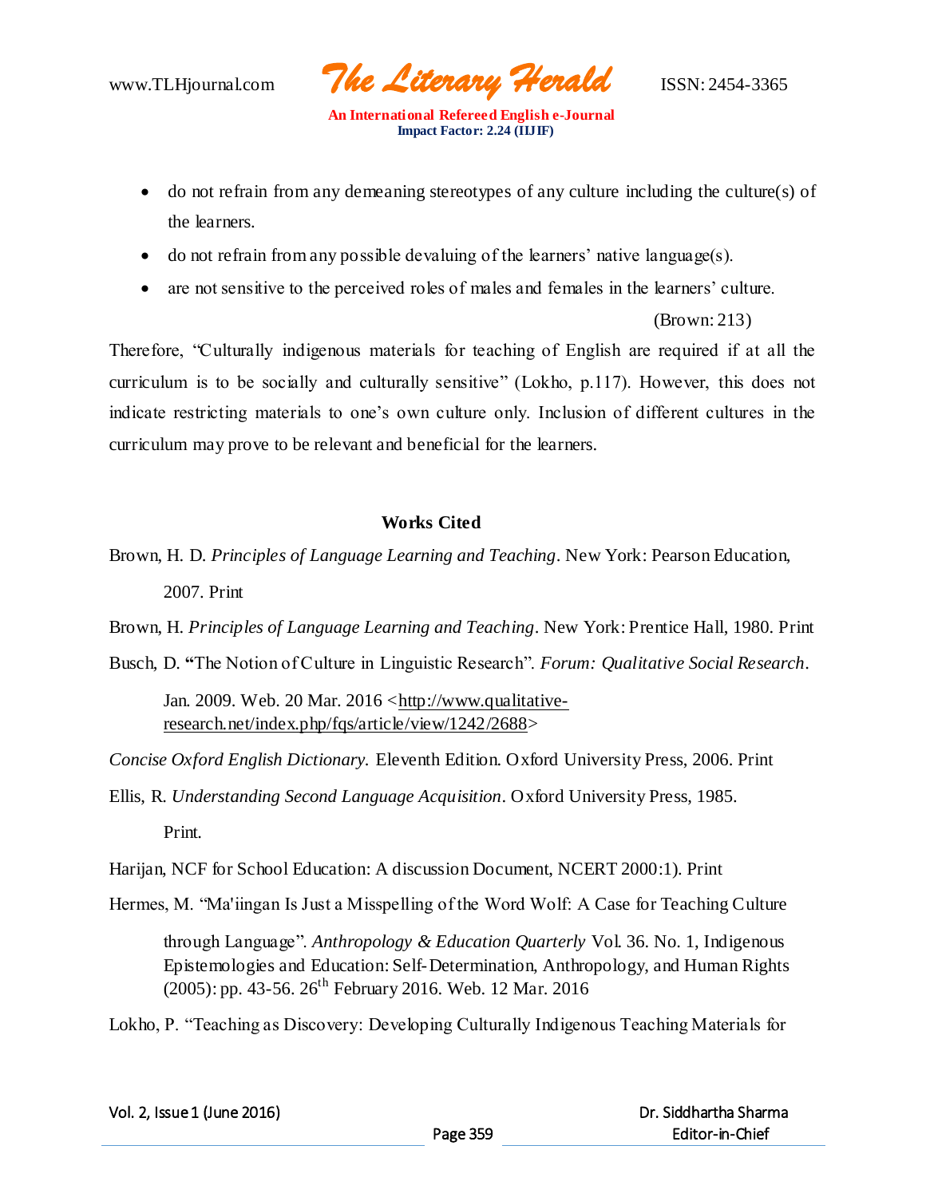- do not refrain from any demeaning stereotypes of any culture including the culture(s) of the learners.
- do not refrain from any possible devaluing of the learners' native language(s).
- are not sensitive to the perceived roles of males and females in the learners' culture.

(Brown: 213)

Therefore, "Culturally indigenous materials for teaching of English are required if at all the curriculum is to be socially and culturally sensitive" (Lokho, p.117). However, this does not indicate restricting materials to one's own culture only. Inclusion of different cultures in the curriculum may prove to be relevant and beneficial for the learners.

## Works Cited

Brown, H. D. *Principles of Language Learning and Teaching*. New York: Pearson Education, 2007. Print

Brown, H. *Principles of Language Learning and Teaching*. New York: Prentice Hall, 1980. Print

Busch, D. **"**The Notion of Culture in Linguistic Research". *Forum: Qualitative Social Research*. Jan. 2009. Web. 20 Mar. 2016 <http://www.qualitative-research.net/index.php/fqs/article/view/1242/2688>

*Concise Oxford English Dictionary.* Eleventh Edition. Oxford University Press, 2006. Print

Ellis, R. *Understanding Second Language Acquisition*. Oxford University Press, 1985. Print.

Harijan, NCF for School Education: A discussion Document, NCERT 2000:1). Print

Hermes, M. "Ma'iingan Is Just a Misspelling of the Word Wolf: A Case for Teaching Culture through Language". *Anthropology & Education Quarterly* Vol. 36. No. 1, Indigenous Epistemologies and Education: Self-Determination, Anthropology, and Human Rights (2005): pp. 43-56. 26th February 2016. Web. 12 Mar. 2016

Lokho, P. "Teaching as Discovery: Developing Culturally Indigenous Teaching Materials for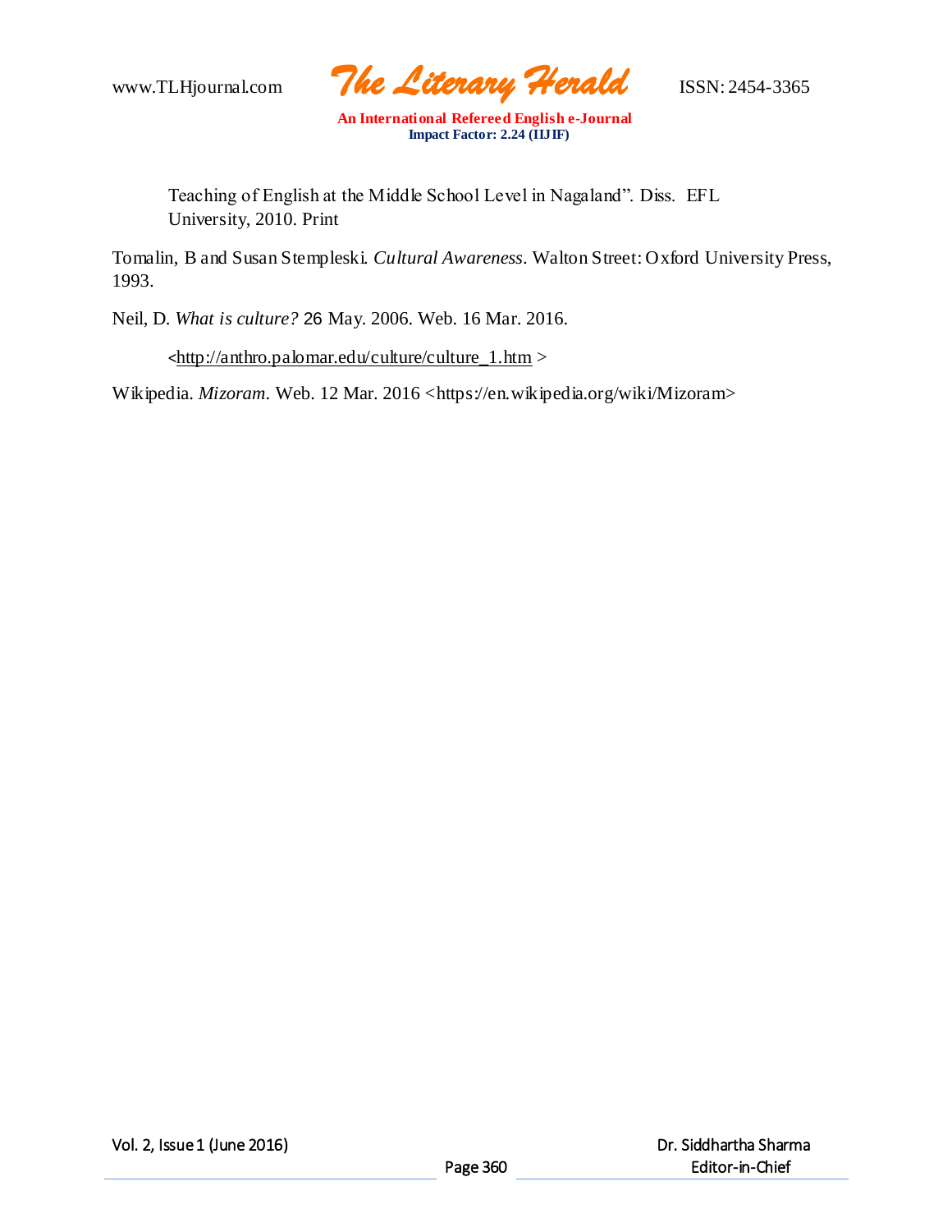Teaching of English at the Middle School Level in Nagaland". Diss. EFL University, 2010. Print

Tomalin, B and Susan Stempleski. *Cultural Awareness*. Walton Street: Oxford University Press, 1993.

Neil, D. *What is culture?* 26 May. 2006. Web. 16 Mar. 2016.

<http://anthro.palomar.edu/culture/culture_1.htm >

Wikipedia. *Mizoram*. Web. 12 Mar. 2016 <https://en.wikipedia.org/wiki/Mizoram>